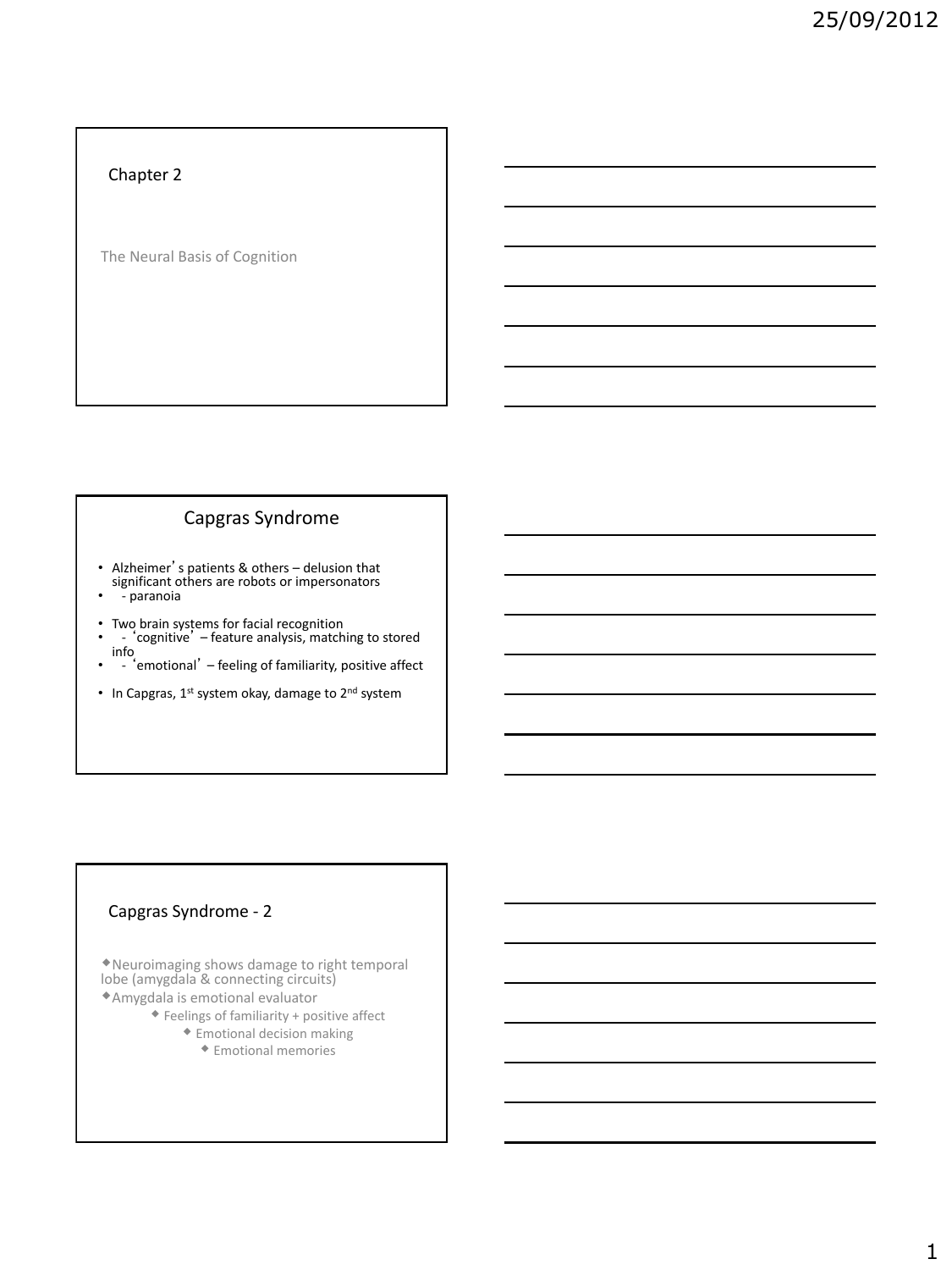## Chapter 2

The Neural Basis of Cognition

## Capgras Syndrome

- Alzheimer's patients & others – delusion that significant others are robots or impersonators
- - paranoia

- Two brain systems for facial recognition
- - 'cognitive' – feature analysis, matching to stored info
- - 'emotional' – feeling of familiarity, positive affect

- In Capgras, 1st system okay, damage to 2nd system

## Capgras Syndrome - 2

- Neuroimaging shows damage to right temporal lobe (amygdala & connecting circuits)
- Amygdala is emotional evaluator
  - Feelings of familiarity + positive affect
    - Emotional decision making
      - Emotional memories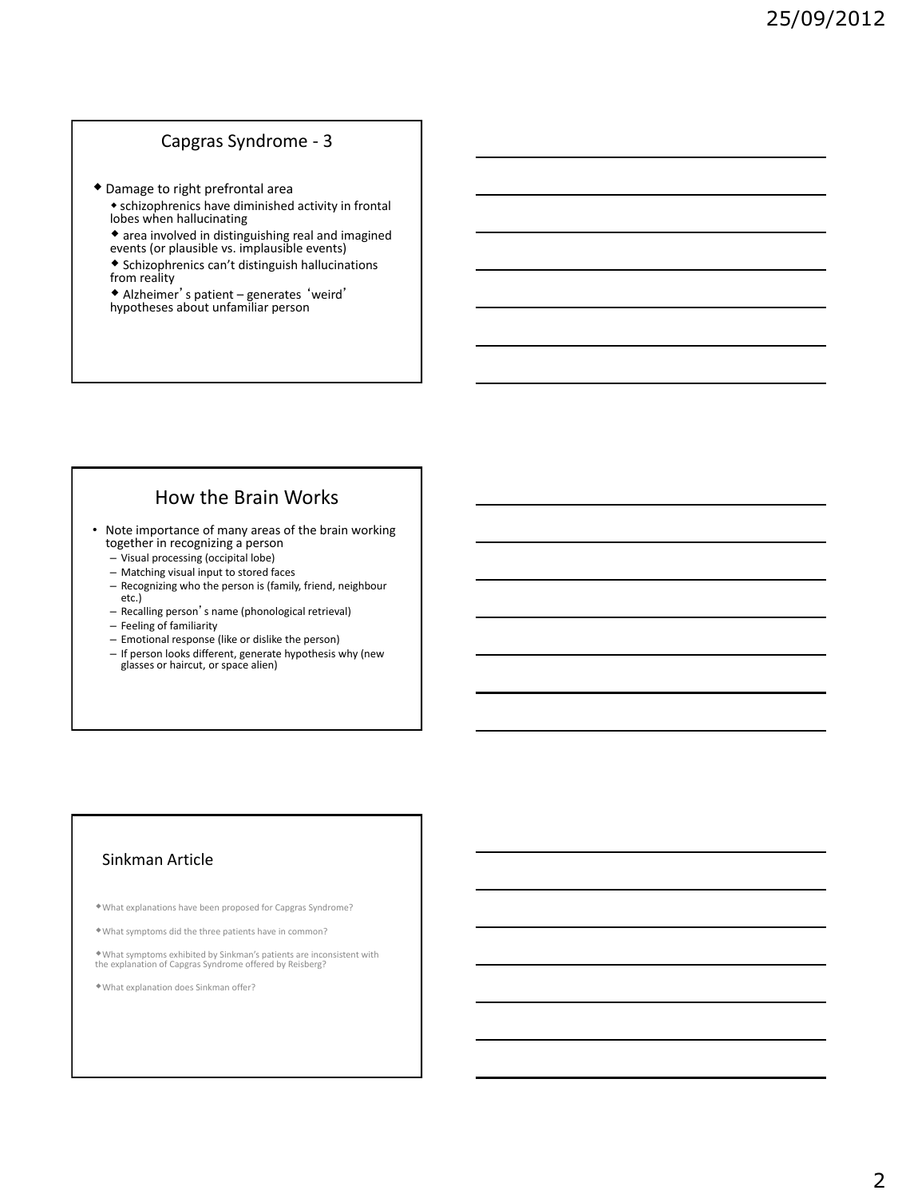## Capgras Syndrome - 3

- Damage to right prefrontal area
  - schizophrenics have diminished activity in frontal lobes when hallucinating
  - area involved in distinguishing real and imagined events (or plausible vs. implausible events)
  - Schizophrenics can't distinguish hallucinations from reality
  - Alzheimer's patient – generates 'weird' hypotheses about unfamiliar person

## How the Brain Works

- Note importance of many areas of the brain working together in recognizing a person
  - Visual processing (occipital lobe)
  - Matching visual input to stored faces
  - Recognizing who the person is (family, friend, neighbour etc.)
  - Recalling person's name (phonological retrieval)
  - Feeling of familiarity
  - Emotional response (like or dislike the person)
  - If person looks different, generate hypothesis why (new glasses or haircut, or space alien)

## Sinkman Article

- What explanations have been proposed for Capgras Syndrome?
- What symptoms did the three patients have in common?
- What symptoms exhibited by Sinkman's patients are inconsistent with the explanation of Capgras Syndrome offered by Reisberg?
- What explanation does Sinkman offer?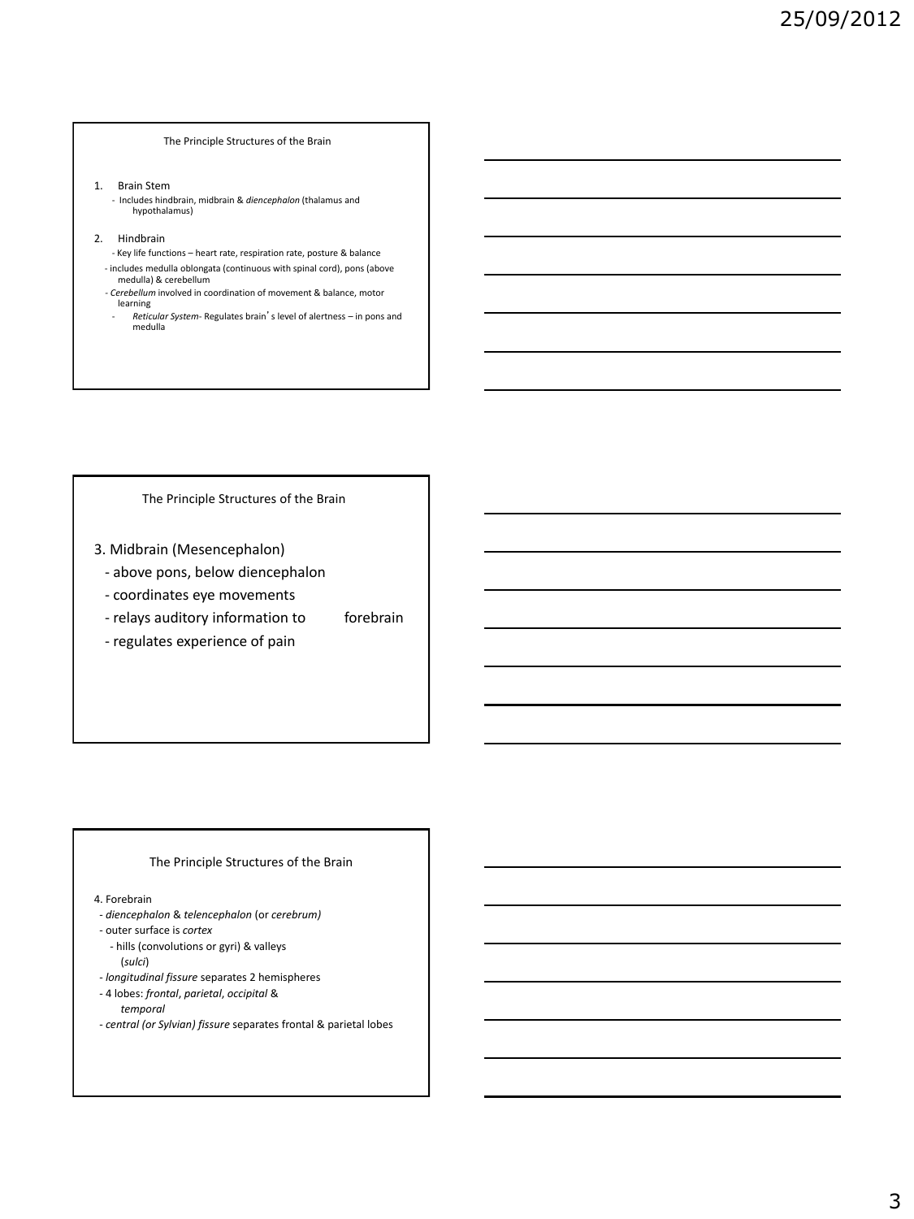## The Principle Structures of the Brain

1. Brain Stem
   - Includes hindbrain, midbrain & *diencephalon* (thalamus and hypothalamus)

2. Hindbrain
   - Key life functions – heart rate, respiration rate, posture & balance
   - includes medulla oblongata (continuous with spinal cord), pons (above medulla) & cerebellum
   - *Cerebellum* involved in coordination of movement & balance, motor learning
   - *Reticular System*- Regulates brain's level of alertness – in pons and medulla

## The Principle Structures of the Brain

3. Midbrain (Mesencephalon)
   - above pons, below diencephalon
   - coordinates eye movements
   - relays auditory information to forebrain
   - regulates experience of pain

## The Principle Structures of the Brain

4. Forebrain
   - *diencephalon* & *telencephalon* (or *cerebrum)*
   - outer surface is *cortex*
     - hills (convolutions or gyri) & valleys (*sulci*)
   - *longitudinal fissure* separates 2 hemispheres
   - 4 lobes: *frontal*, *parietal*, *occipital* & *temporal*
   - *central (or Sylvian) fissure* separates frontal & parietal lobes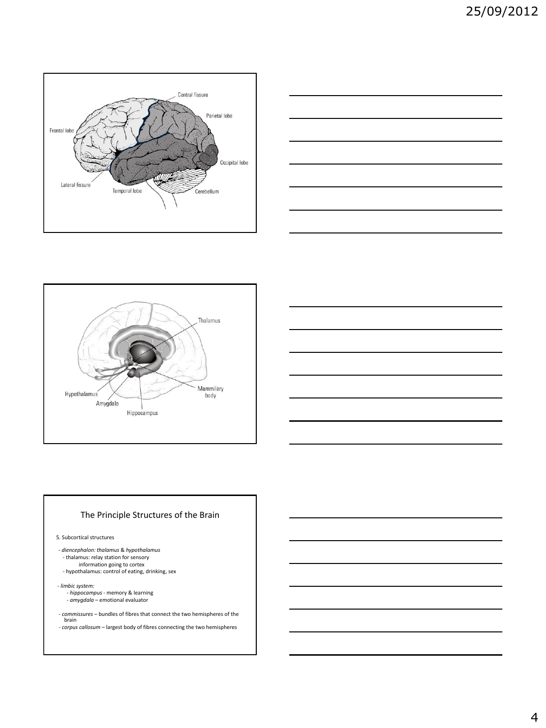Central fissure

Parietal lobe

Frontal lobe

Occipital lobe

Lateral fissure

Temporal lobe

Cerebellum

Thalamus

Hypothalamus

Amygdala

Hippocampus

Mammilary body

## The Principle Structures of the Brain

5. Subcortical structures

- *diencephalon: thalamus* & *hypothalamus*
  - thalamus: relay station for sensory information going to cortex
  - hypothalamus: control of eating, drinking, sex

- *limbic system:*
  - *hippocampus* - memory & learning
  - *amygdala* – emotional evaluator

- *commissures* – bundles of fibres that connect the two hemispheres of the brain
- *corpus callosum* – largest body of fibres connecting the two hemispheres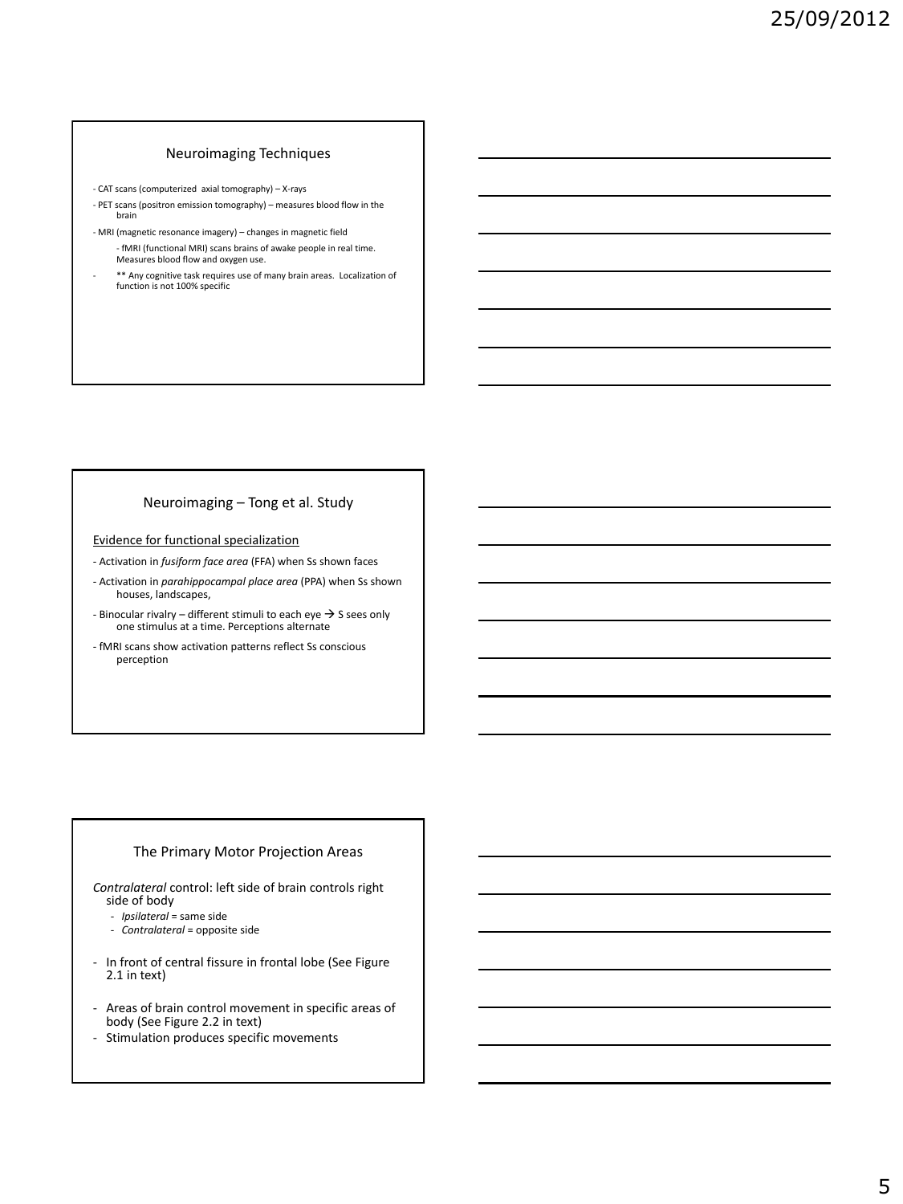## Neuroimaging Techniques

- CAT scans (computerized axial tomography) – X-rays
- PET scans (positron emission tomography) – measures blood flow in the brain
- MRI (magnetic resonance imagery) – changes in magnetic field
  - fMRI (functional MRI) scans brains of awake people in real time. Measures blood flow and oxygen use.
- ** Any cognitive task requires use of many brain areas. Localization of function is not 100% specific

## Neuroimaging – Tong et al. Study

Evidence for functional specialization

- Activation in *fusiform face area* (FFA) when Ss shown faces
- Activation in *parahippocampal place area* (PPA) when Ss shown houses, landscapes,
- Binocular rivalry – different stimuli to each eye → S sees only one stimulus at a time. Perceptions alternate
- fMRI scans show activation patterns reflect Ss conscious perception

## The Primary Motor Projection Areas

*Contralateral* control: left side of brain controls right side of body

- *Ipsilateral* = same side
- *Contralateral* = opposite side

- In front of central fissure in frontal lobe (See Figure 2.1 in text)
- Areas of brain control movement in specific areas of body (See Figure 2.2 in text)
- Stimulation produces specific movements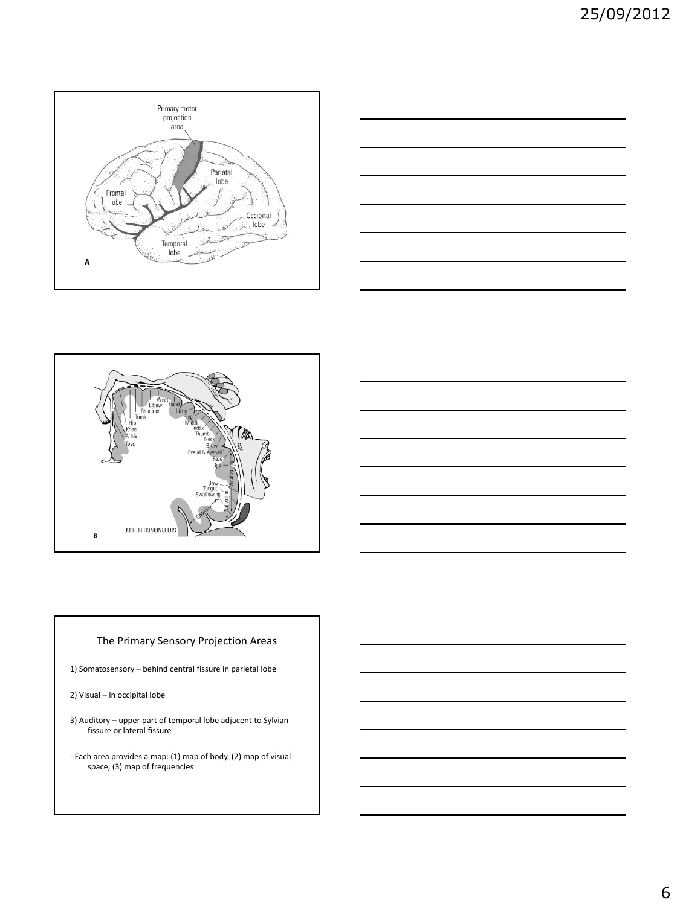## The Primary Sensory Projection Areas

1) Somatosensory – behind central fissure in parietal lobe

2) Visual – in occipital lobe

3) Auditory – upper part of temporal lobe adjacent to Sylvian fissure or lateral fissure

- Each area provides a map: (1) map of body, (2) map of visual space, (3) map of frequencies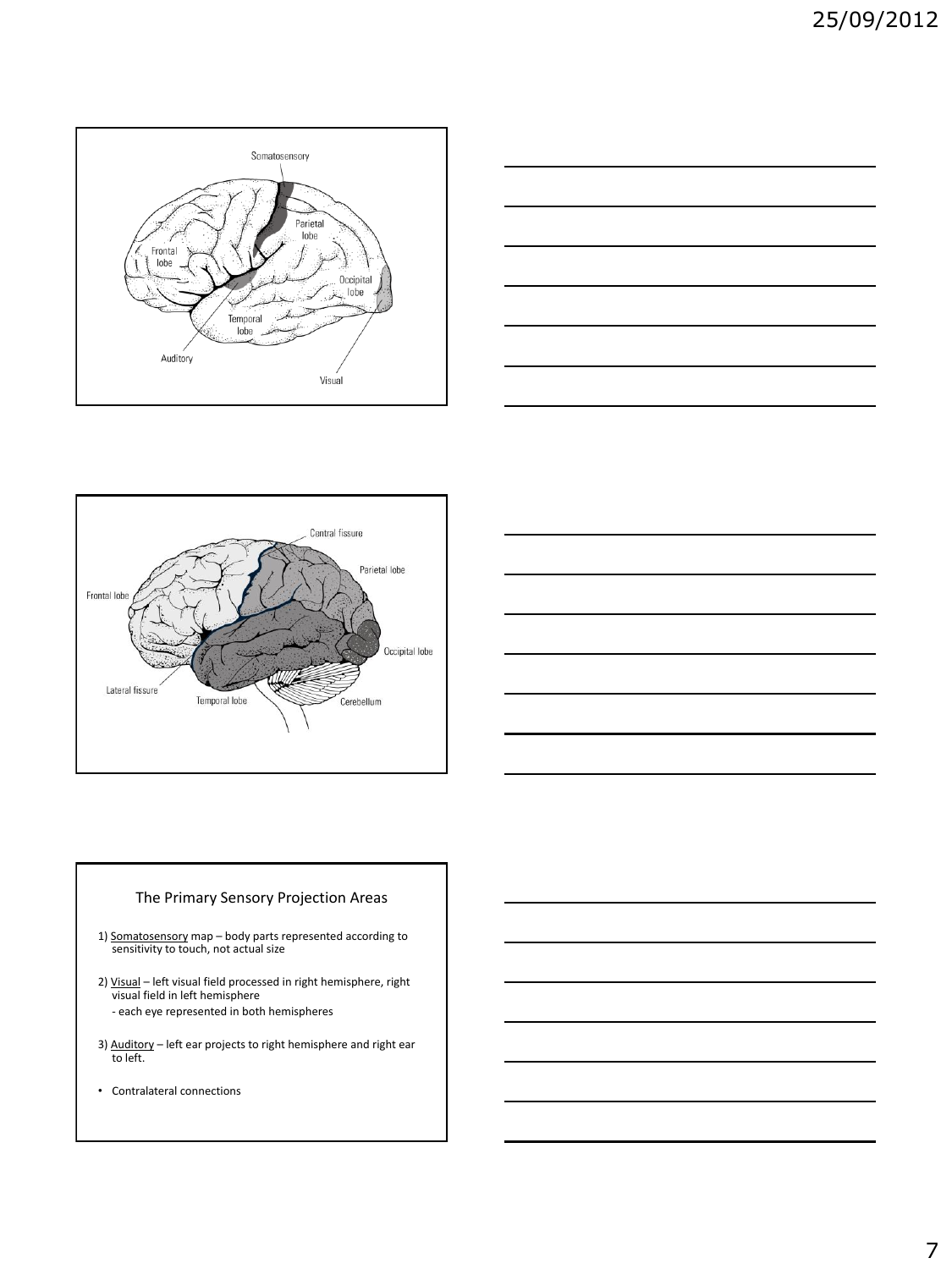### The Primary Sensory Projection Areas

1) Somatosensory map – body parts represented according to sensitivity to touch, not actual size

2) Visual – left visual field processed in right hemisphere, right visual field in left hemisphere
   - each eye represented in both hemispheres

3) Auditory – left ear projects to right hemisphere and right ear to left.

- Contralateral connections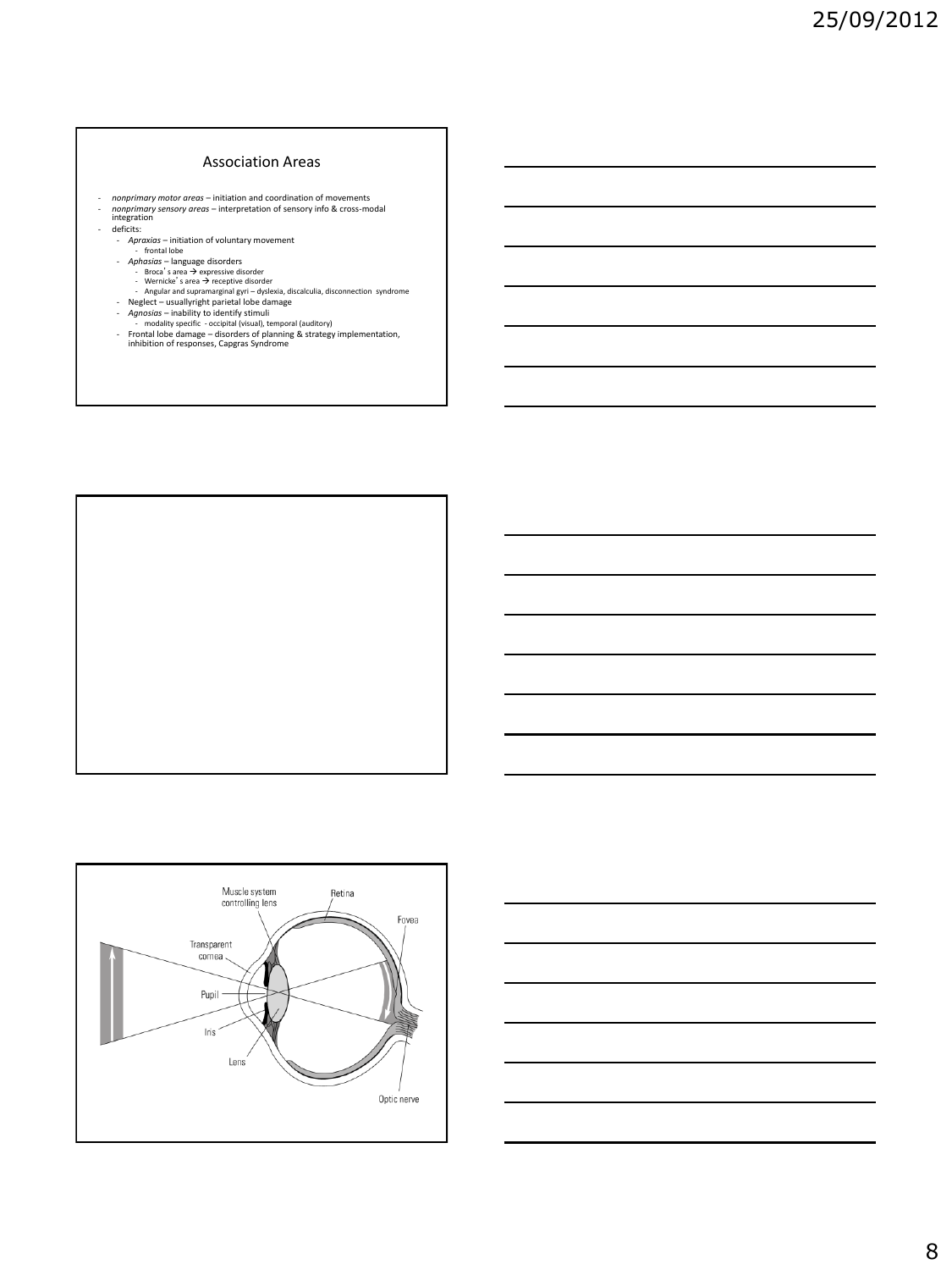## Association Areas

- *nonprimary motor areas* – initiation and coordination of movements
- *nonprimary sensory areas* – interpretation of sensory info & cross-modal integration
- deficits:
  - *Apraxias* – initiation of voluntary movement
    - frontal lobe
  - *Aphasias* – language disorders
    - Broca's area → expressive disorder
    - Wernicke's area → receptive disorder
    - Angular and supramarginal gyri – dyslexia, discalculia, disconnection syndrome
  - Neglect – usuallyright parietal lobe damage
  - *Agnosias* – inability to identify stimuli
    - modality specific - occipital (visual), temporal (auditory)
  - Frontal lobe damage – disorders of planning & strategy implementation, inhibition of responses, Capgras Syndrome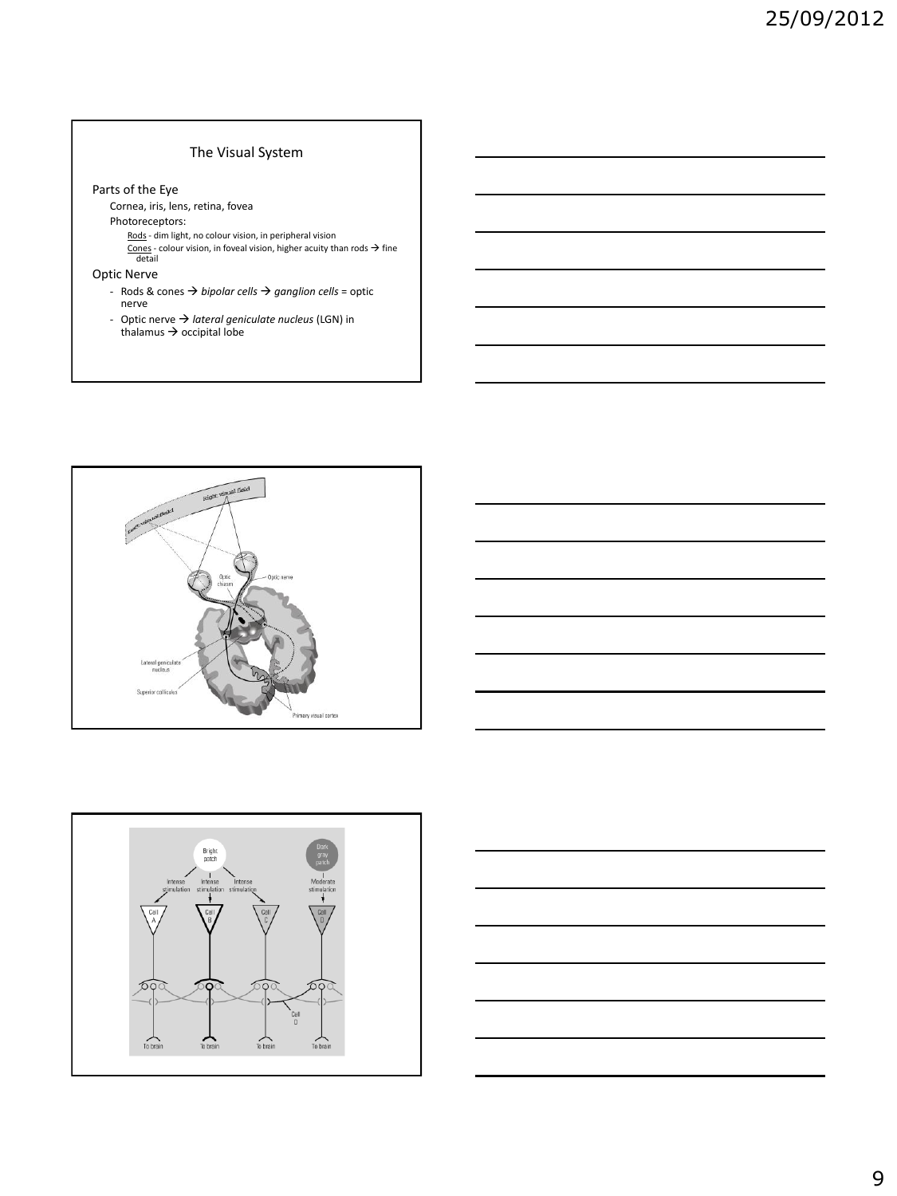## The Visual System

Parts of the Eye

- Cornea, iris, lens, retina, fovea
- Photoreceptors:
  - Rods - dim light, no colour vision, in peripheral vision
  - Cones - colour vision, in foveal vision, higher acuity than rods → fine detail

Optic Nerve

- Rods & cones → *bipolar cells* → *ganglion cells* = optic nerve
- Optic nerve → *lateral geniculate nucleus* (LGN) in thalamus → occipital lobe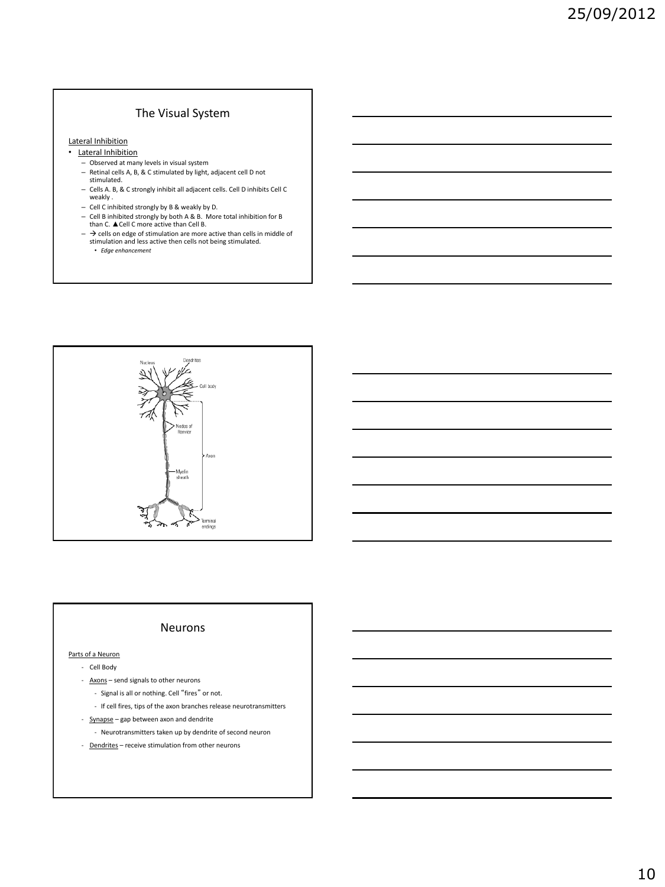## The Visual System

Lateral Inhibition

- Lateral Inhibition
  - Observed at many levels in visual system
  - Retinal cells A, B, & C stimulated by light, adjacent cell D not stimulated.
  - Cells A. B, & C strongly inhibit all adjacent cells. Cell D inhibits Cell C weakly .
  - Cell C inhibited strongly by B & weakly by D.
  - Cell B inhibited strongly by both A & B. More total inhibition for B than C. ▲Cell C more active than Cell B.
  - → cells on edge of stimulation are more active than cells in middle of stimulation and less active then cells not being stimulated.
    - *Edge enhancement*

Nucleus

Dendrites

Cell body

Nodes of Ranvier

Axon

Myelin sheath

Terminal endings

## Neurons

Parts of a Neuron

- Cell Body
- Axons – send signals to other neurons
  - Signal is all or nothing. Cell "fires" or not.
  - If cell fires, tips of the axon branches release neurotransmitters
- Synapse – gap between axon and dendrite
  - Neurotransmitters taken up by dendrite of second neuron
- Dendrites – receive stimulation from other neurons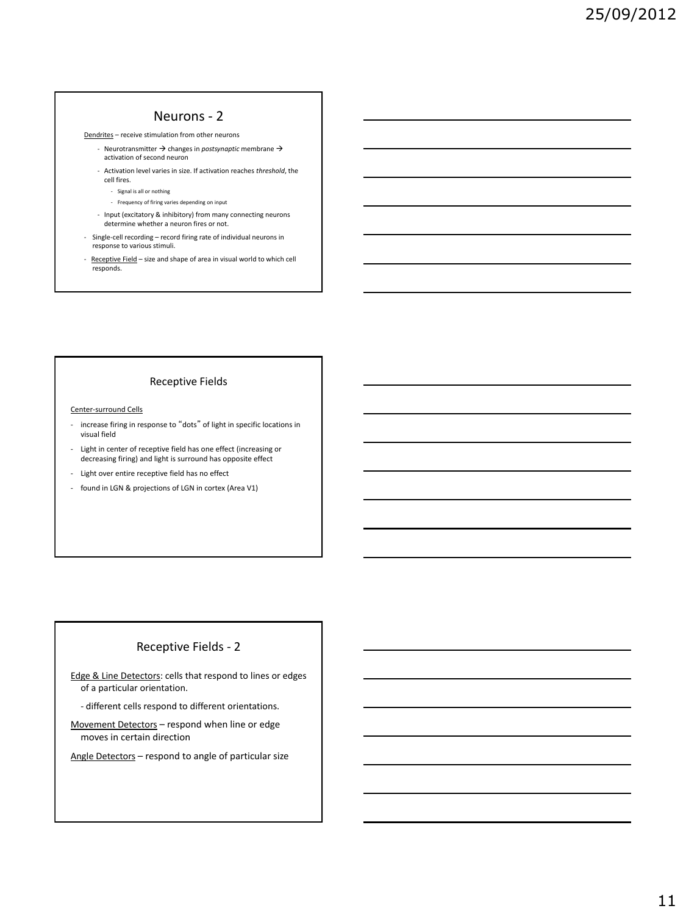## Neurons - 2

<u>Dendrites</u> – receive stimulation from other neurons

- Neurotransmitter → changes in *postsynaptic* membrane → activation of second neuron
- Activation level varies in size. If activation reaches *threshold*, the cell fires.
  - Signal is all or nothing
  - Frequency of firing varies depending on input
- Input (excitatory & inhibitory) from many connecting neurons determine whether a neuron fires or not.

- Single-cell recording – record firing rate of individual neurons in response to various stimuli.
- <u>Receptive Field</u> – size and shape of area in visual world to which cell responds.

## Receptive Fields

<u>Center-surround Cells</u>

- increase firing in response to "dots" of light in specific locations in visual field
- Light in center of receptive field has one effect (increasing or decreasing firing) and light is surround has opposite effect
- Light over entire receptive field has no effect
- found in LGN & projections of LGN in cortex (Area V1)

## Receptive Fields - 2

<u>Edge & Line Detectors</u>: cells that respond to lines or edges of a particular orientation.

- different cells respond to different orientations.

<u>Movement Detectors</u> – respond when line or edge moves in certain direction

<u>Angle Detectors</u> – respond to angle of particular size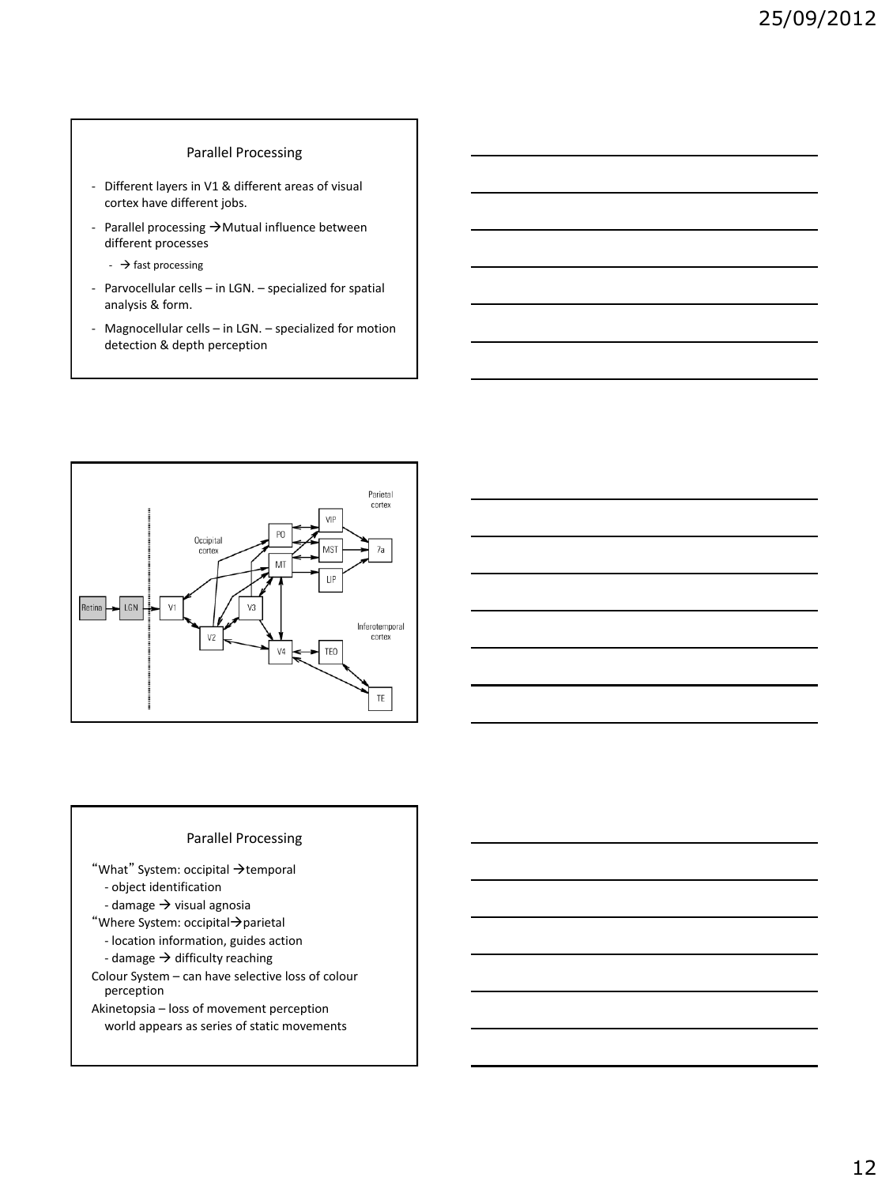## Parallel Processing

- Different layers in V1 & different areas of visual cortex have different jobs.
- Parallel processing →Mutual influence between different processes
  - → fast processing
- Parvocellular cells – in LGN. – specialized for spatial analysis & form.
- Magnocellular cells – in LGN. – specialized for motion detection & depth perception

## Parallel Processing

"What" System: occipital →temporal
- object identification
- damage → visual agnosia

"Where System: occipital→parietal
- location information, guides action
- damage → difficulty reaching

Colour System – can have selective loss of colour perception

Akinetopsia – loss of movement perception
world appears as series of static movements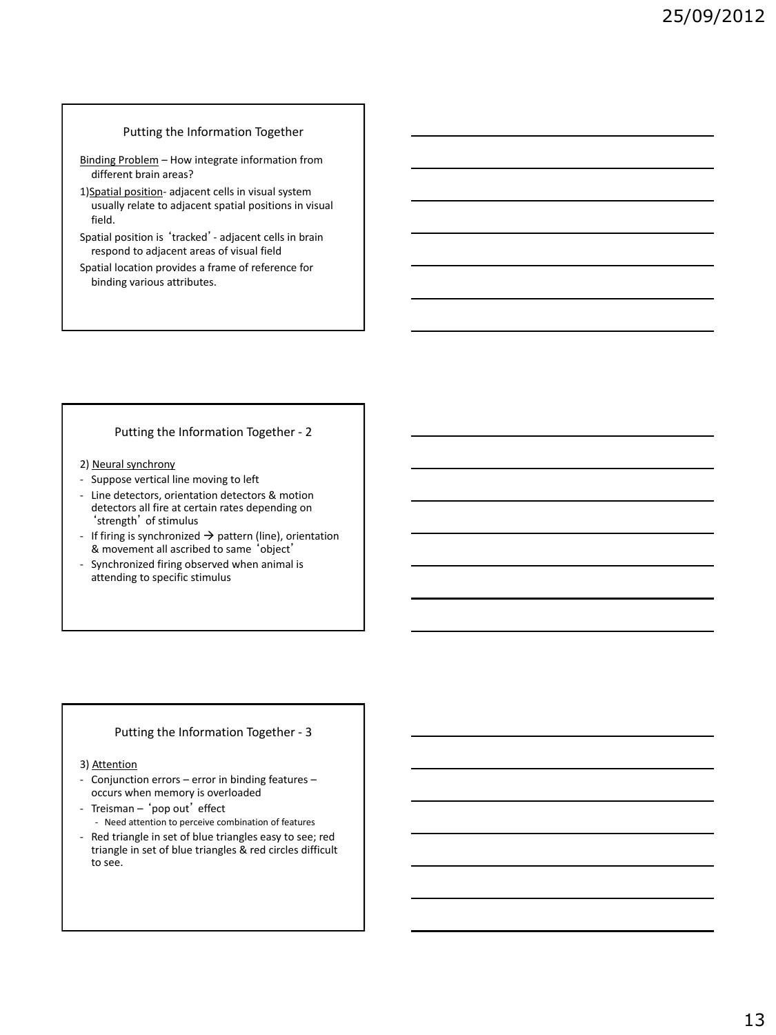## Putting the Information Together

Binding Problem – How integrate information from different brain areas?

1) Spatial position- adjacent cells in visual system usually relate to adjacent spatial positions in visual field.

Spatial position is 'tracked' - adjacent cells in brain respond to adjacent areas of visual field

Spatial location provides a frame of reference for binding various attributes.

## Putting the Information Together - 2

2) Neural synchrony

- Suppose vertical line moving to left
- Line detectors, orientation detectors & motion detectors all fire at certain rates depending on 'strength' of stimulus
- If firing is synchronized → pattern (line), orientation & movement all ascribed to same 'object'
- Synchronized firing observed when animal is attending to specific stimulus

## Putting the Information Together - 3

3) Attention

- Conjunction errors – error in binding features – occurs when memory is overloaded
- Treisman – 'pop out' effect
  - Need attention to perceive combination of features
- Red triangle in set of blue triangles easy to see; red triangle in set of blue triangles & red circles difficult to see.